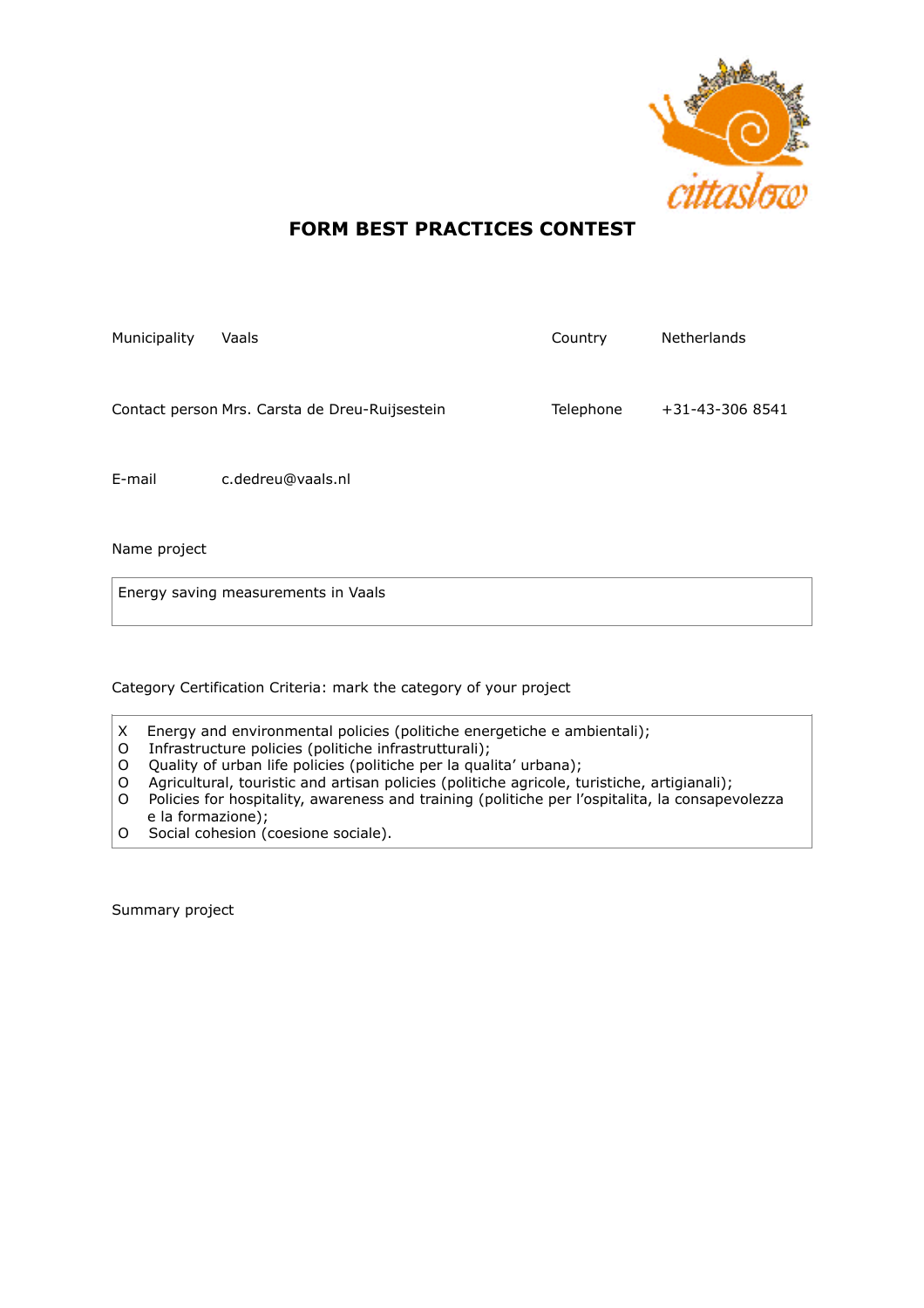# FORM BEST PRACTICES CONTEST

Municipality Vaals

Country Netherlands

Contact person Mrs. Carsta de Dreu-Ruijsestein

Telephone +31-43-306 8541

E-mail c.dedreu@vaals.nl

Name project

Energy saving measurements in Vaals

Category Certification Criteria: mark the category of your project

X Energy and environmental policies (politiche energetiche e ambientali);
O Infrastructure policies (politiche infrastrutturali);
O Quality of urban life policies (politiche per la qualita' urbana);
O Agricultural, touristic and artisan policies (politiche agricole, turistiche, artigianali);
O Policies for hospitality, awareness and training (politiche per l'ospitalita, la consapevolezza e la formazione);
O Social cohesion (coesione sociale).

Summary project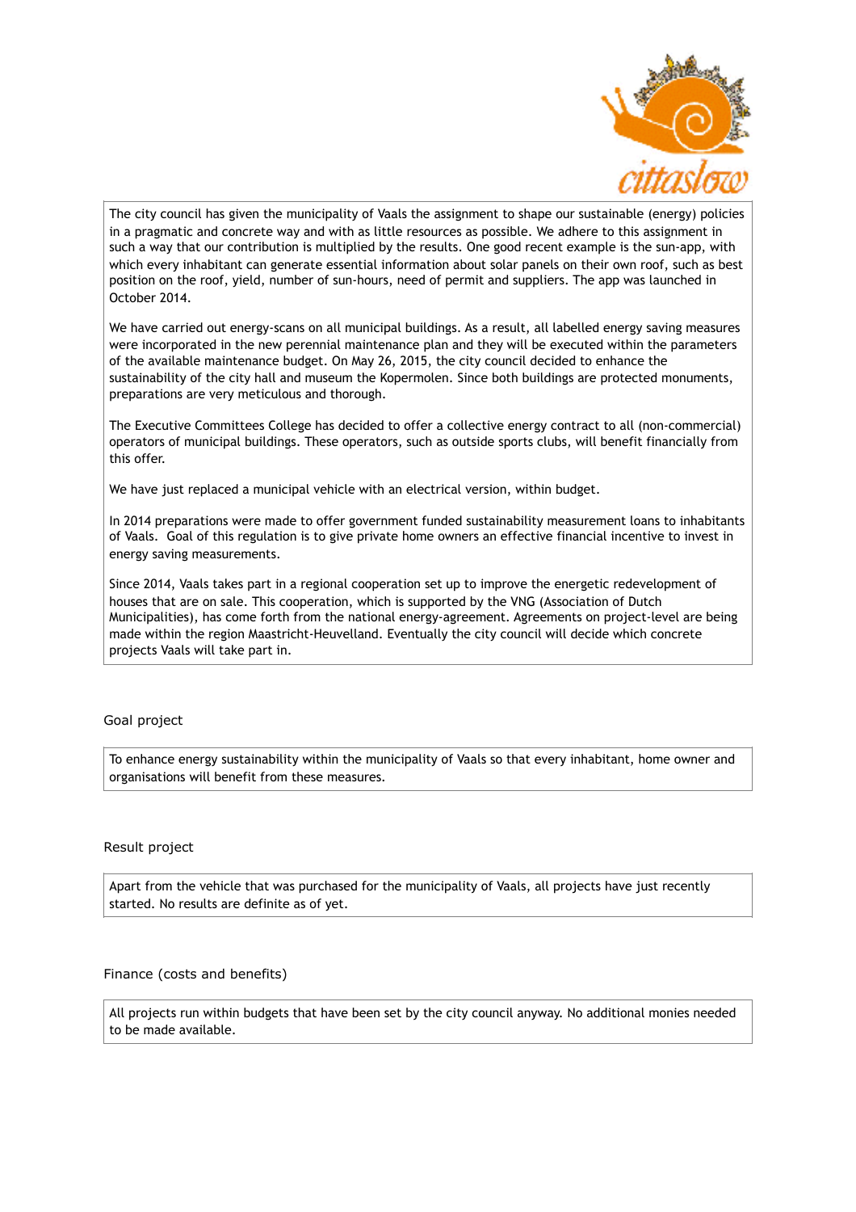The city council has given the municipality of Vaals the assignment to shape our sustainable (energy) policies in a pragmatic and concrete way and with as little resources as possible. We adhere to this assignment in such a way that our contribution is multiplied by the results. One good recent example is the sun-app, with which every inhabitant can generate essential information about solar panels on their own roof, such as best position on the roof, yield, number of sun-hours, need of permit and suppliers. The app was launched in October 2014.

We have carried out energy-scans on all municipal buildings. As a result, all labelled energy saving measures were incorporated in the new perennial maintenance plan and they will be executed within the parameters of the available maintenance budget. On May 26, 2015, the city council decided to enhance the sustainability of the city hall and museum the Kopermolen. Since both buildings are protected monuments, preparations are very meticulous and thorough.

The Executive Committees College has decided to offer a collective energy contract to all (non-commercial) operators of municipal buildings. These operators, such as outside sports clubs, will benefit financially from this offer.

We have just replaced a municipal vehicle with an electrical version, within budget.

In 2014 preparations were made to offer government funded sustainability measurement loans to inhabitants of Vaals. Goal of this regulation is to give private home owners an effective financial incentive to invest in energy saving measurements.

Since 2014, Vaals takes part in a regional cooperation set up to improve the energetic redevelopment of houses that are on sale. This cooperation, which is supported by the VNG (Association of Dutch Municipalities), has come forth from the national energy-agreement. Agreements on project-level are being made within the region Maastricht-Heuvelland. Eventually the city council will decide which concrete projects Vaals will take part in.

## Goal project

To enhance energy sustainability within the municipality of Vaals so that every inhabitant, home owner and organisations will benefit from these measures.

## Result project

Apart from the vehicle that was purchased for the municipality of Vaals, all projects have just recently started. No results are definite as of yet.

## Finance (costs and benefits)

All projects run within budgets that have been set by the city council anyway. No additional monies needed to be made available.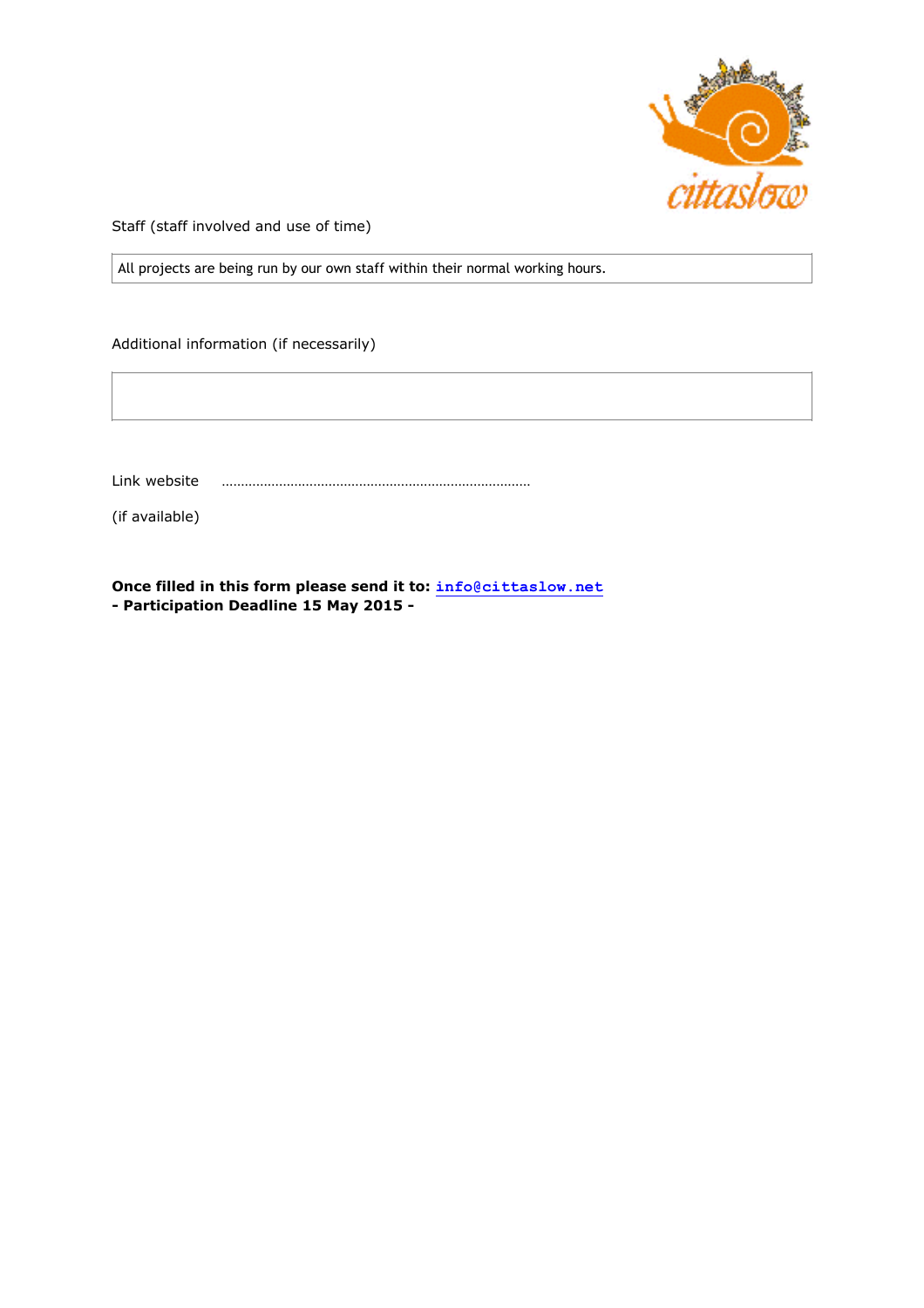Staff (staff involved and use of time)

| |
|---|
| All projects are being run by our own staff within their normal working hours. |

Additional information (if necessarily)

| |
|---|
| |

Link website ………………………………………………………………………

(if available)

**Once filled in this form please send it to: info@cittaslow.net**
**- Participation Deadline 15 May 2015 -**